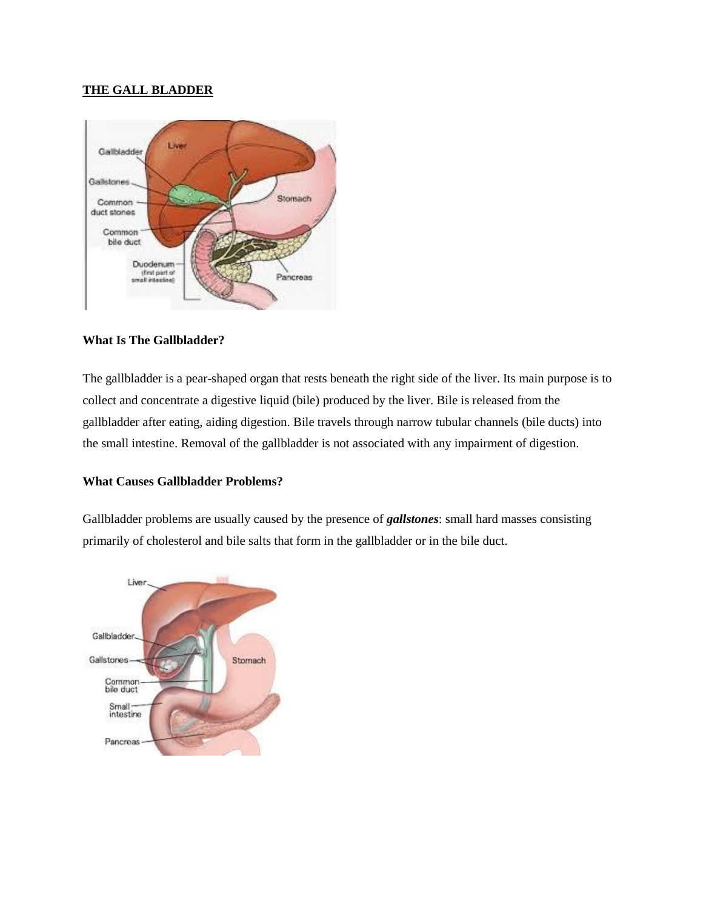**THE GALL BLADDER**

**What Is The Gallbladder?**

The gallbladder is a pear-shaped organ that rests beneath the right side of the liver. Its main purpose is to collect and concentrate a digestive liquid (bile) produced by the liver. Bile is released from the gallbladder after eating, aiding digestion. Bile travels through narrow tubular channels (bile ducts) into the small intestine. Removal of the gallbladder is not associated with any impairment of digestion.

**What Causes Gallbladder Problems?**

Gallbladder problems are usually caused by the presence of ***gallstones***: small hard masses consisting primarily of cholesterol and bile salts that form in the gallbladder or in the bile duct.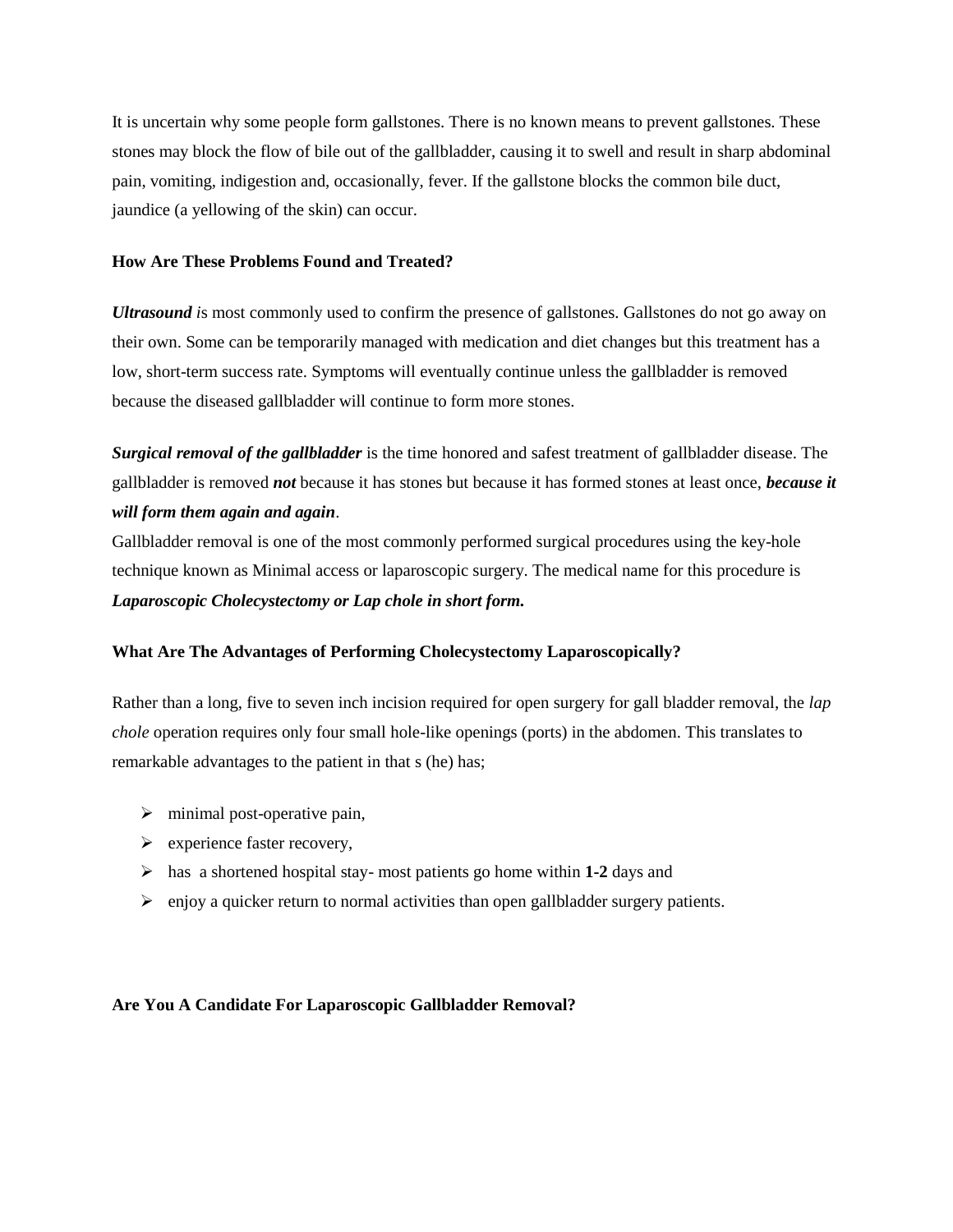It is uncertain why some people form gallstones. There is no known means to prevent gallstones. These stones may block the flow of bile out of the gallbladder, causing it to swell and result in sharp abdominal pain, vomiting, indigestion and, occasionally, fever. If the gallstone blocks the common bile duct, jaundice (a yellowing of the skin) can occur.

**How Are These Problems Found and Treated?**

***Ultrasound*** *i*s most commonly used to confirm the presence of gallstones. Gallstones do not go away on their own. Some can be temporarily managed with medication and diet changes but this treatment has a low, short-term success rate. Symptoms will eventually continue unless the gallbladder is removed because the diseased gallbladder will continue to form more stones.

***Surgical removal of the gallbladder*** is the time honored and safest treatment of gallbladder disease. The gallbladder is removed ***not*** because it has stones but because it has formed stones at least once, ***because it will form them again and again***.

Gallbladder removal is one of the most commonly performed surgical procedures using the key-hole technique known as Minimal access or laparoscopic surgery. The medical name for this procedure is ***Laparoscopic Cholecystectomy or Lap chole in short form.***

**What Are The Advantages of Performing Cholecystectomy Laparoscopically?**

Rather than a long, five to seven inch incision required for open surgery for gall bladder removal, the *lap chole* operation requires only four small hole-like openings (ports) in the abdomen. This translates to remarkable advantages to the patient in that s (he) has;

- minimal post-operative pain,
- experience faster recovery,
- has a shortened hospital stay- most patients go home within **1-2** days and
- enjoy a quicker return to normal activities than open gallbladder surgery patients.

**Are You A Candidate For Laparoscopic Gallbladder Removal?**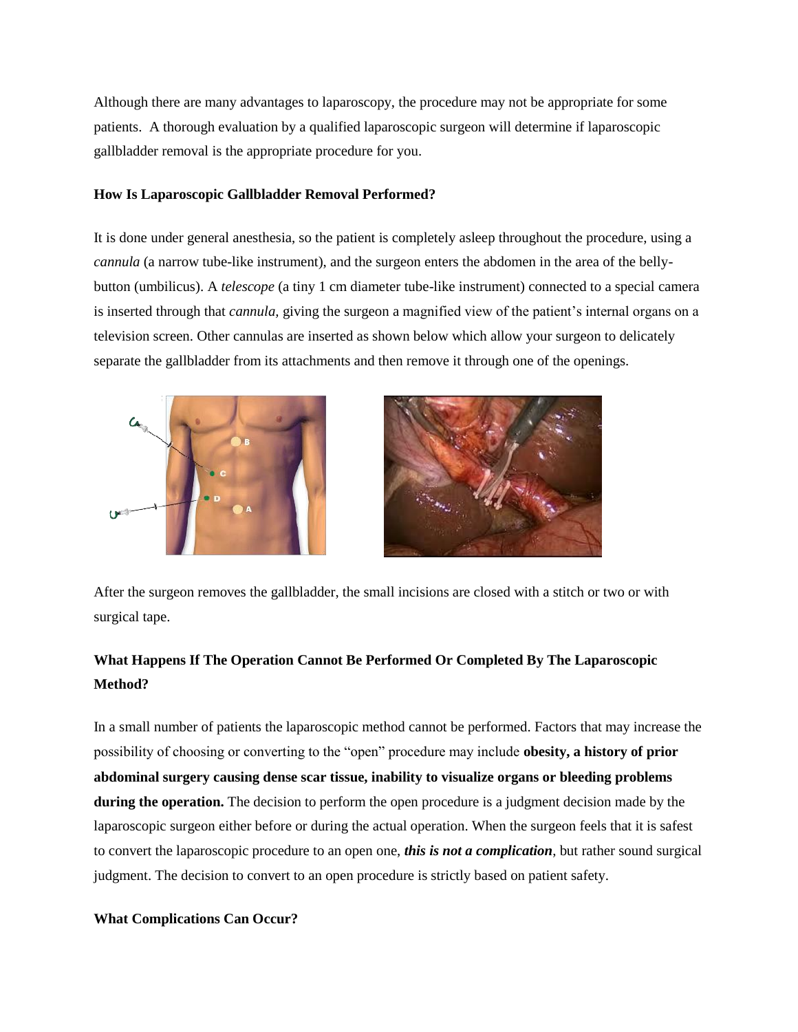Although there are many advantages to laparoscopy, the procedure may not be appropriate for some patients. A thorough evaluation by a qualified laparoscopic surgeon will determine if laparoscopic gallbladder removal is the appropriate procedure for you.

**How Is Laparoscopic Gallbladder Removal Performed?**

It is done under general anesthesia, so the patient is completely asleep throughout the procedure, using a *cannula* (a narrow tube-like instrument), and the surgeon enters the abdomen in the area of the belly-button (umbilicus). A *telescope* (a tiny 1 cm diameter tube-like instrument) connected to a special camera is inserted through that *cannula,* giving the surgeon a magnified view of the patient's internal organs on a television screen. Other cannulas are inserted as shown below which allow your surgeon to delicately separate the gallbladder from its attachments and then remove it through one of the openings.

After the surgeon removes the gallbladder, the small incisions are closed with a stitch or two or with surgical tape.

**What Happens If The Operation Cannot Be Performed Or Completed By The Laparoscopic Method?**

In a small number of patients the laparoscopic method cannot be performed. Factors that may increase the possibility of choosing or converting to the "open" procedure may include **obesity, a history of prior abdominal surgery causing dense scar tissue, inability to visualize organs or bleeding problems during the operation.** The decision to perform the open procedure is a judgment decision made by the laparoscopic surgeon either before or during the actual operation. When the surgeon feels that it is safest to convert the laparoscopic procedure to an open one, ***this is not a complication***, but rather sound surgical judgment. The decision to convert to an open procedure is strictly based on patient safety.

**What Complications Can Occur?**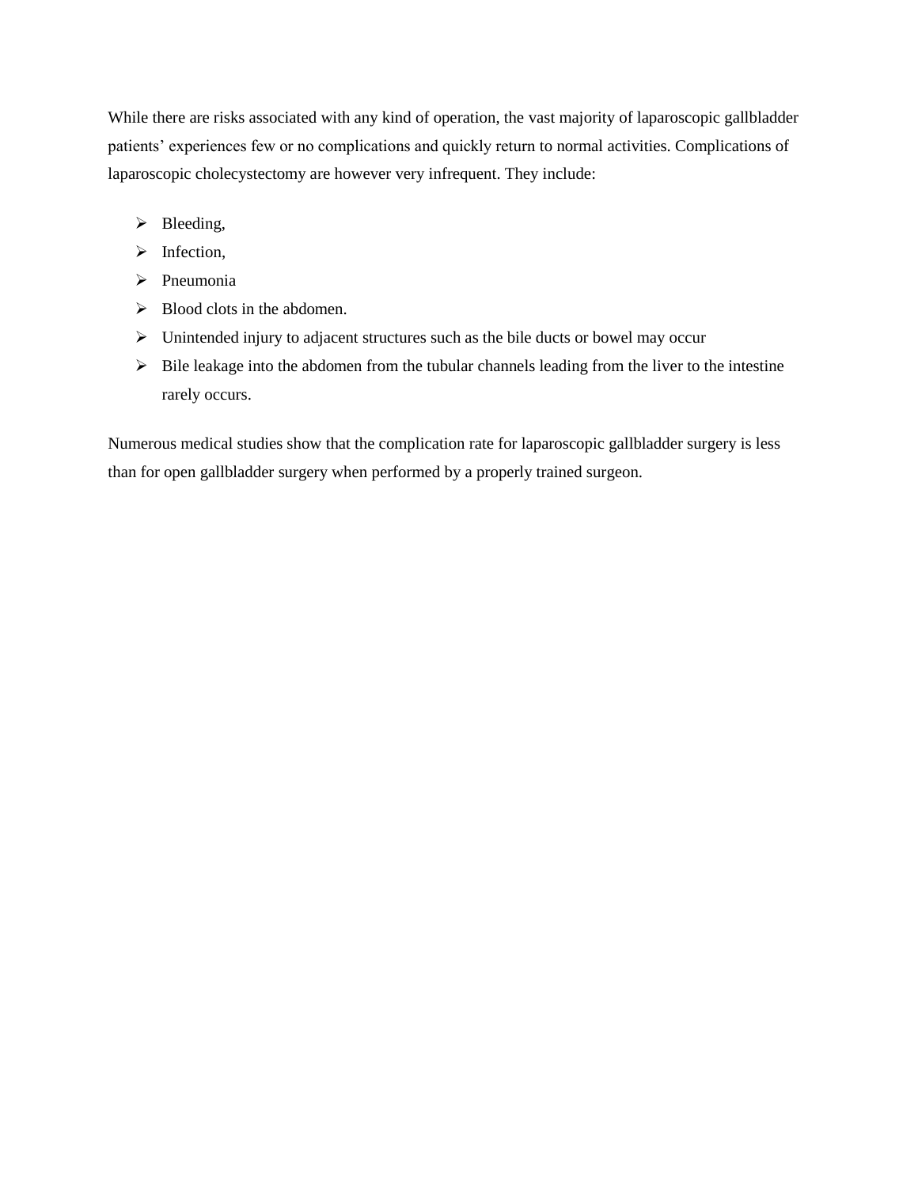While there are risks associated with any kind of operation, the vast majority of laparoscopic gallbladder patients' experiences few or no complications and quickly return to normal activities. Complications of laparoscopic cholecystectomy are however very infrequent. They include:

- Bleeding,
- Infection,
- Pneumonia
- Blood clots in the abdomen.
- Unintended injury to adjacent structures such as the bile ducts or bowel may occur
- Bile leakage into the abdomen from the tubular channels leading from the liver to the intestine rarely occurs.

Numerous medical studies show that the complication rate for laparoscopic gallbladder surgery is less than for open gallbladder surgery when performed by a properly trained surgeon.